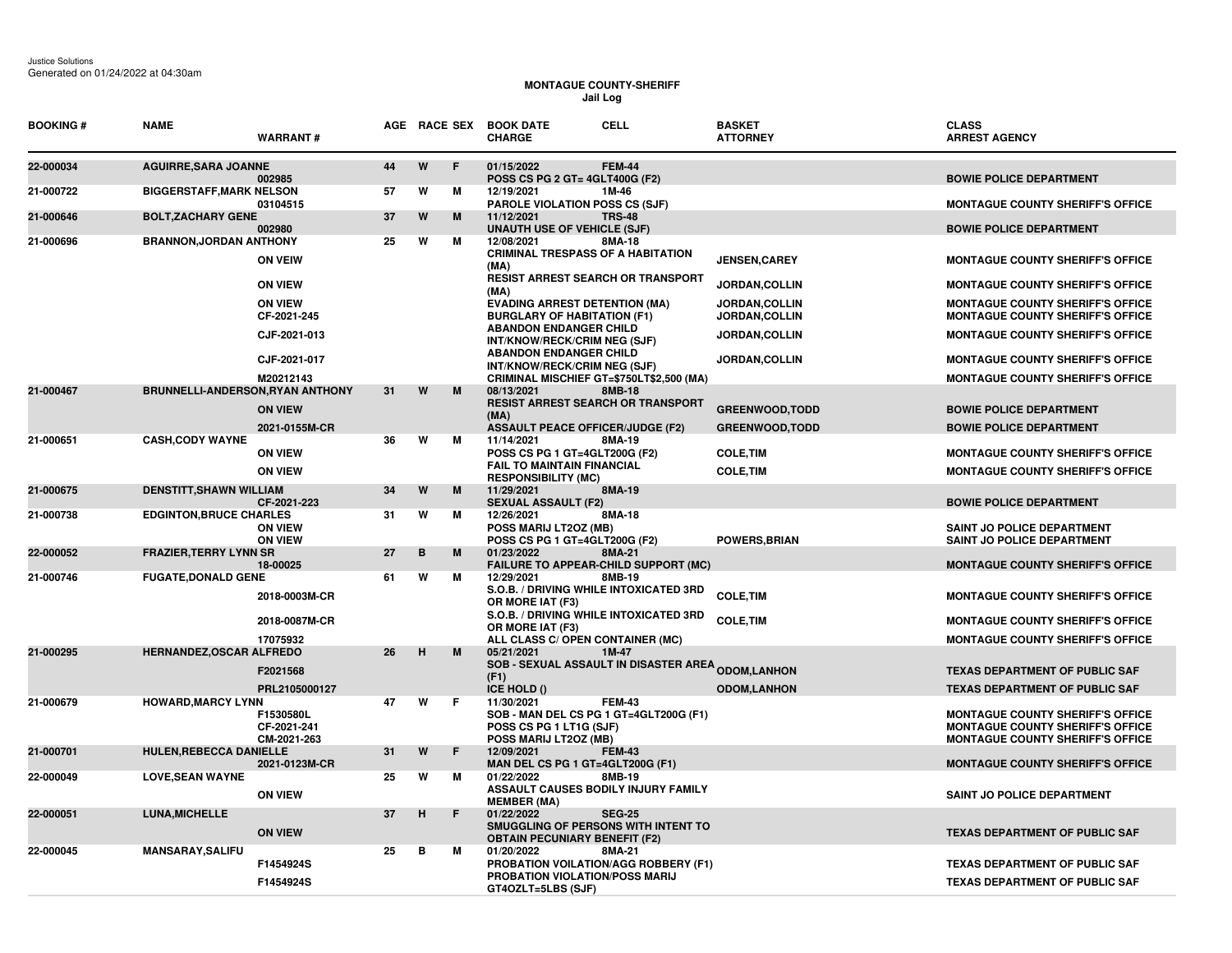Justice Solutions
Generated on 01/24/2022 at 04:30am

**MONTAGUE COUNTY-SHERIFF**
**Jail Log**

| BOOKING # | NAME / WARRANT # | AGE | RACE | SEX | BOOK DATE / CHARGE | CELL | BASKET / ATTORNEY | CLASS / ARREST AGENCY |
|---|---|---|---|---|---|---|---|---|
| 22-000034 | AGUIRRE,SARA JOANNE | 44 | W | F | 01/15/2022 | FEM-44 | | |
| | 002985 | | | | POSS CS PG 2 GT= 4GLT400G (F2) | | | BOWIE POLICE DEPARTMENT |
| 21-000722 | BIGGERSTAFF,MARK NELSON | 57 | W | M | 12/19/2021 | 1M-46 | | |
| | 03104515 | | | | PAROLE VIOLATION POSS CS (SJF) | | | MONTAGUE COUNTY SHERIFF'S OFFICE |
| 21-000646 | BOLT,ZACHARY GENE | 37 | W | M | 11/12/2021 | TRS-48 | | |
| | 002980 | | | | UNAUTH USE OF VEHICLE (SJF) | | | BOWIE POLICE DEPARTMENT |
| 21-000696 | BRANNON,JORDAN ANTHONY | 25 | W | M | 12/08/2021 | 8MA-18 | | |
| | ON VEIW | | | | CRIMINAL TRESPASS OF A HABITATION (MA) | | JENSEN,CAREY | MONTAGUE COUNTY SHERIFF'S OFFICE |
| | ON VIEW | | | | RESIST ARREST SEARCH OR TRANSPORT (MA) | | JORDAN,COLLIN | MONTAGUE COUNTY SHERIFF'S OFFICE |
| | ON VIEW | | | | EVADING ARREST DETENTION (MA) | | JORDAN,COLLIN | MONTAGUE COUNTY SHERIFF'S OFFICE |
| | CF-2021-245 | | | | BURGLARY OF HABITATION (F1) | | JORDAN,COLLIN | MONTAGUE COUNTY SHERIFF'S OFFICE |
| | CJF-2021-013 | | | | ABANDON ENDANGER CHILD INT/KNOW/RECK/CRIM NEG (SJF) | | JORDAN,COLLIN | MONTAGUE COUNTY SHERIFF'S OFFICE |
| | CJF-2021-017 | | | | ABANDON ENDANGER CHILD INT/KNOW/RECK/CRIM NEG (SJF) | | JORDAN,COLLIN | MONTAGUE COUNTY SHERIFF'S OFFICE |
| | M20212143 | | | | CRIMINAL MISCHIEF GT=$750LT$2,500 (MA) | | | MONTAGUE COUNTY SHERIFF'S OFFICE |
| 21-000467 | BRUNNELLI-ANDERSON,RYAN ANTHONY | 31 | W | M | 08/13/2021 | 8MB-18 | | |
| | ON VIEW | | | | RESIST ARREST SEARCH OR TRANSPORT (MA) | | GREENWOOD,TODD | BOWIE POLICE DEPARTMENT |
| | 2021-0155M-CR | | | | ASSAULT PEACE OFFICER/JUDGE (F2) | | GREENWOOD,TODD | BOWIE POLICE DEPARTMENT |
| 21-000651 | CASH,CODY WAYNE | 36 | W | M | 11/14/2021 | 8MA-19 | | |
| | ON VIEW | | | | POSS CS PG 1 GT=4GLT200G (F2) | | COLE,TIM | MONTAGUE COUNTY SHERIFF'S OFFICE |
| | ON VIEW | | | | FAIL TO MAINTAIN FINANCIAL RESPONSIBILITY (MC) | | COLE,TIM | MONTAGUE COUNTY SHERIFF'S OFFICE |
| 21-000675 | DENSTITT,SHAWN WILLIAM | 34 | W | M | 11/29/2021 | 8MA-19 | | |
| | CF-2021-223 | | | | SEXUAL ASSAULT (F2) | | | BOWIE POLICE DEPARTMENT |
| 21-000738 | EDGINTON,BRUCE CHARLES | 31 | W | M | 12/26/2021 | 8MA-18 | | |
| | ON VIEW | | | | POSS MARIJ LT2OZ (MB) | | | SAINT JO POLICE DEPARTMENT |
| | ON VIEW | | | | POSS CS PG 1 GT=4GLT200G (F2) | | POWERS,BRIAN | SAINT JO POLICE DEPARTMENT |
| 22-000052 | FRAZIER,TERRY LYNN SR | 27 | B | M | 01/23/2022 | 8MA-21 | | |
| | 18-00025 | | | | FAILURE TO APPEAR-CHILD SUPPORT (MC) | | | MONTAGUE COUNTY SHERIFF'S OFFICE |
| 21-000746 | FUGATE,DONALD GENE | 61 | W | M | 12/29/2021 | 8MB-19 | | |
| | 2018-0003M-CR | | | | S.O.B. / DRIVING WHILE INTOXICATED 3RD OR MORE IAT (F3) | | COLE,TIM | MONTAGUE COUNTY SHERIFF'S OFFICE |
| | 2018-0087M-CR | | | | S.O.B. / DRIVING WHILE INTOXICATED 3RD OR MORE IAT (F3) | | COLE,TIM | MONTAGUE COUNTY SHERIFF'S OFFICE |
| | 17075932 | | | | ALL CLASS C/ OPEN CONTAINER (MC) | | | MONTAGUE COUNTY SHERIFF'S OFFICE |
| 21-000295 | HERNANDEZ,OSCAR ALFREDO | 26 | H | M | 05/21/2021 | 1M-47 | | |
| | F2021568 | | | | SOB - SEXUAL ASSAULT IN DISASTER AREA (F1) | | ODOM,LANHON | TEXAS DEPARTMENT OF PUBLIC SAF |
| | PRL2105000127 | | | | ICE HOLD () | | ODOM,LANHON | TEXAS DEPARTMENT OF PUBLIC SAF |
| 21-000679 | HOWARD,MARCY LYNN | 47 | W | F | 11/30/2021 | FEM-43 | | |
| | F1530580L | | | | SOB - MAN DEL CS PG 1 GT=4GLT200G (F1) | | | MONTAGUE COUNTY SHERIFF'S OFFICE |
| | CF-2021-241 | | | | POSS CS PG 1 LT1G (SJF) | | | MONTAGUE COUNTY SHERIFF'S OFFICE |
| | CM-2021-263 | | | | POSS MARIJ LT2OZ (MB) | | | MONTAGUE COUNTY SHERIFF'S OFFICE |
| 21-000701 | HULEN,REBECCA DANIELLE | 31 | W | F | 12/09/2021 | FEM-43 | | |
| | 2021-0123M-CR | | | | MAN DEL CS PG 1 GT=4GLT200G (F1) | | | MONTAGUE COUNTY SHERIFF'S OFFICE |
| 22-000049 | LOVE,SEAN WAYNE | 25 | W | M | 01/22/2022 | 8MB-19 | | |
| | ON VIEW | | | | ASSAULT CAUSES BODILY INJURY FAMILY MEMBER (MA) | | | SAINT JO POLICE DEPARTMENT |
| 22-000051 | LUNA,MICHELLE | 37 | H | F | 01/22/2022 | SEG-25 | | |
| | ON VIEW | | | | SMUGGLING OF PERSONS WITH INTENT TO OBTAIN PECUNIARY BENEFIT (F2) | | | TEXAS DEPARTMENT OF PUBLIC SAF |
| 22-000045 | MANSARAY,SALIFU | 25 | B | M | 01/20/2022 | 8MA-21 | | |
| | F1454924S | | | | PROBATION VOILATION/AGG ROBBERY (F1) | | | TEXAS DEPARTMENT OF PUBLIC SAF |
| | F1454924S | | | | PROBATION VIOLATION/POSS MARIJ GT4OZLT=5LBS (SJF) | | | TEXAS DEPARTMENT OF PUBLIC SAF |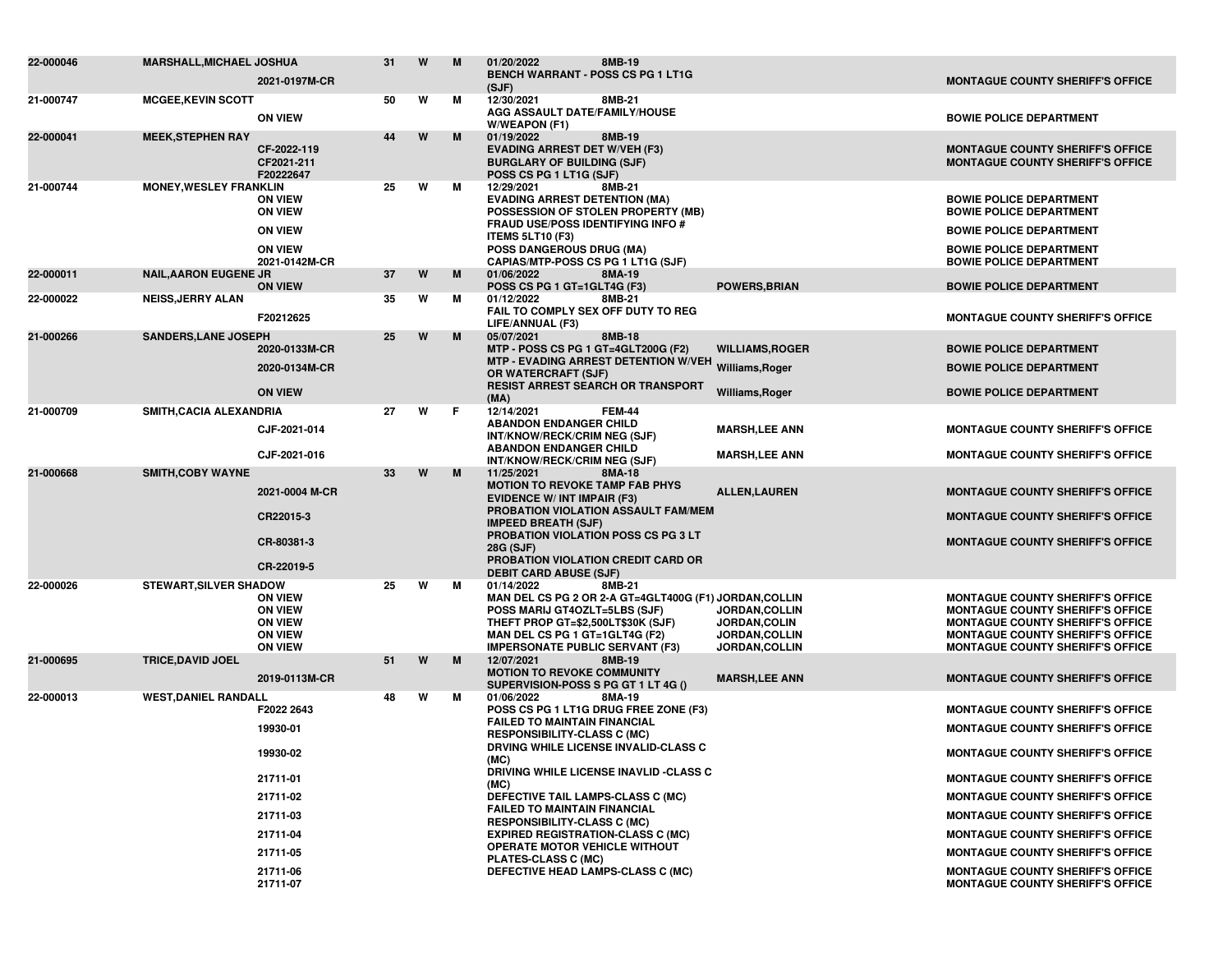| | | | | | | | |
|---|---|---|---|---|---|---|---|
| 22-000046 | MARSHALL,MICHAEL JOSHUA | 31 | W | M | 01/20/2022 8MB-19 | | |
| | 2021-0197M-CR | | | | BENCH WARRANT - POSS CS PG 1 LT1G (SJF) | | MONTAGUE COUNTY SHERIFF'S OFFICE |
| 21-000747 | MCGEE,KEVIN SCOTT | 50 | W | M | 12/30/2021 8MB-21 | | |
| | ON VIEW | | | | AGG ASSAULT DATE/FAMILY/HOUSE W/WEAPON (F1) | | BOWIE POLICE DEPARTMENT |
| 22-000041 | MEEK,STEPHEN RAY | 44 | W | M | 01/19/2022 8MB-19 | | |
| | CF-2022-119 | | | | EVADING ARREST DET W/VEH (F3) | | MONTAGUE COUNTY SHERIFF'S OFFICE |
| | CF2021-211 | | | | BURGLARY OF BUILDING (SJF) | | MONTAGUE COUNTY SHERIFF'S OFFICE |
| | F20222647 | | | | POSS CS PG 1 LT1G (SJF) | | |
| 21-000744 | MONEY,WESLEY FRANKLIN | 25 | W | M | 12/29/2021 8MB-21 | | |
| | ON VIEW | | | | EVADING ARREST DETENTION (MA) | | BOWIE POLICE DEPARTMENT |
| | ON VIEW | | | | POSSESSION OF STOLEN PROPERTY (MB) | | BOWIE POLICE DEPARTMENT |
| | ON VIEW | | | | FRAUD USE/POSS IDENTIFYING INFO # ITEMS 5LT10 (F3) | | BOWIE POLICE DEPARTMENT |
| | ON VIEW | | | | POSS DANGEROUS DRUG (MA) | | BOWIE POLICE DEPARTMENT |
| | 2021-0142M-CR | | | | CAPIAS/MTP-POSS CS PG 1 LT1G (SJF) | | BOWIE POLICE DEPARTMENT |
| 22-000011 | NAIL,AARON EUGENE JR | 37 | W | M | 01/06/2022 8MA-19 | | |
| | ON VIEW | | | | POSS CS PG 1 GT=1GLT4G (F3) | POWERS,BRIAN | BOWIE POLICE DEPARTMENT |
| 22-000022 | NEISS,JERRY ALAN | 35 | W | M | 01/12/2022 8MB-21 | | |
| | F20212625 | | | | FAIL TO COMPLY SEX OFF DUTY TO REG LIFE/ANNUAL (F3) | | MONTAGUE COUNTY SHERIFF'S OFFICE |
| 21-000266 | SANDERS,LANE JOSEPH | 25 | W | M | 05/07/2021 8MB-18 | | |
| | 2020-0133M-CR | | | | MTP - POSS CS PG 1 GT=4GLT200G (F2) | WILLIAMS,ROGER | BOWIE POLICE DEPARTMENT |
| | 2020-0134M-CR | | | | MTP - EVADING ARREST DETENTION W/VEH OR WATERCRAFT (SJF) | Williams,Roger | BOWIE POLICE DEPARTMENT |
| | ON VIEW | | | | RESIST ARREST SEARCH OR TRANSPORT (MA) | Williams,Roger | BOWIE POLICE DEPARTMENT |
| 21-000709 | SMITH,CACIA ALEXANDRIA | 27 | W | F | 12/14/2021 FEM-44 | | |
| | CJF-2021-014 | | | | ABANDON ENDANGER CHILD INT/KNOW/RECK/CRIM NEG (SJF) | MARSH,LEE ANN | MONTAGUE COUNTY SHERIFF'S OFFICE |
| | CJF-2021-016 | | | | ABANDON ENDANGER CHILD INT/KNOW/RECK/CRIM NEG (SJF) | MARSH,LEE ANN | MONTAGUE COUNTY SHERIFF'S OFFICE |
| 21-000668 | SMITH,COBY WAYNE | 33 | W | M | 11/25/2021 8MA-18 | | |
| | 2021-0004 M-CR | | | | MOTION TO REVOKE TAMP FAB PHYS EVIDENCE W/ INT IMPAIR (F3) | ALLEN,LAUREN | MONTAGUE COUNTY SHERIFF'S OFFICE |
| | CR22015-3 | | | | PROBATION VIOLATION ASSAULT FAM/MEM IMPEED BREATH (SJF) | | MONTAGUE COUNTY SHERIFF'S OFFICE |
| | CR-80381-3 | | | | PROBATION VIOLATION POSS CS PG 3 LT 28G (SJF) | | MONTAGUE COUNTY SHERIFF'S OFFICE |
| | CR-22019-5 | | | | PROBATION VIOLATION CREDIT CARD OR DEBIT CARD ABUSE (SJF) | | |
| 22-000026 | STEWART,SILVER SHADOW | 25 | W | M | 01/14/2022 8MB-21 | | |
| | ON VIEW | | | | MAN DEL CS PG 2 OR 2-A GT=4GLT400G (F1) | JORDAN,COLLIN | MONTAGUE COUNTY SHERIFF'S OFFICE |
| | ON VIEW | | | | POSS MARIJ GT4OZLT=5LBS (SJF) | JORDAN,COLLIN | MONTAGUE COUNTY SHERIFF'S OFFICE |
| | ON VIEW | | | | THEFT PROP GT=$2,500LT$30K (SJF) | JORDAN,COLIN | MONTAGUE COUNTY SHERIFF'S OFFICE |
| | ON VIEW | | | | MAN DEL CS PG 1 GT=1GLT4G (F2) | JORDAN,COLLIN | MONTAGUE COUNTY SHERIFF'S OFFICE |
| | ON VIEW | | | | IMPERSONATE PUBLIC SERVANT (F3) | JORDAN,COLLIN | MONTAGUE COUNTY SHERIFF'S OFFICE |
| 21-000695 | TRICE,DAVID JOEL | 51 | W | M | 12/07/2021 8MB-19 | | |
| | 2019-0113M-CR | | | | MOTION TO REVOKE COMMUNITY SUPERVISION-POSS S PG GT 1 LT 4G () | MARSH,LEE ANN | MONTAGUE COUNTY SHERIFF'S OFFICE |
| 22-000013 | WEST,DANIEL RANDALL | 48 | W | M | 01/06/2022 8MA-19 | | |
| | F2022 2643 | | | | POSS CS PG 1 LT1G DRUG FREE ZONE (F3) | | MONTAGUE COUNTY SHERIFF'S OFFICE |
| | 19930-01 | | | | FAILED TO MAINTAIN FINANCIAL RESPONSIBILITY-CLASS C (MC) | | MONTAGUE COUNTY SHERIFF'S OFFICE |
| | 19930-02 | | | | DRVING WHILE LICENSE INVALID-CLASS C (MC) | | MONTAGUE COUNTY SHERIFF'S OFFICE |
| | 21711-01 | | | | DRIVING WHILE LICENSE INAVLID -CLASS C (MC) | | MONTAGUE COUNTY SHERIFF'S OFFICE |
| | 21711-02 | | | | DEFECTIVE TAIL LAMPS-CLASS C (MC) | | MONTAGUE COUNTY SHERIFF'S OFFICE |
| | 21711-03 | | | | FAILED TO MAINTAIN FINANCIAL RESPONSIBILITY-CLASS C (MC) | | MONTAGUE COUNTY SHERIFF'S OFFICE |
| | 21711-04 | | | | EXPIRED REGISTRATION-CLASS C (MC) | | MONTAGUE COUNTY SHERIFF'S OFFICE |
| | 21711-05 | | | | OPERATE MOTOR VEHICLE WITHOUT PLATES-CLASS C (MC) | | MONTAGUE COUNTY SHERIFF'S OFFICE |
| | 21711-06 | | | | DEFECTIVE HEAD LAMPS-CLASS C (MC) | | MONTAGUE COUNTY SHERIFF'S OFFICE |
| | 21711-07 | | | | | | MONTAGUE COUNTY SHERIFF'S OFFICE |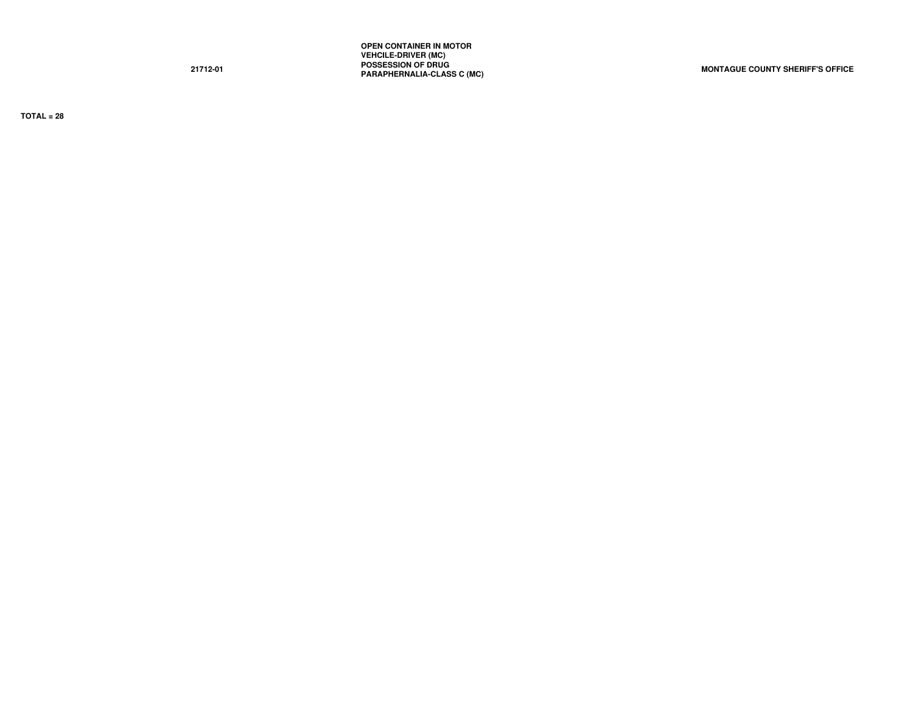| | | |
|---|---|---|
| 21712-01 | OPEN CONTAINER IN MOTOR VEHCILE-DRIVER (MC)<br>POSSESSION OF DRUG PARAPHERNALIA-CLASS C (MC) | MONTAGUE COUNTY SHERIFF'S OFFICE |

**TOTAL = 28**